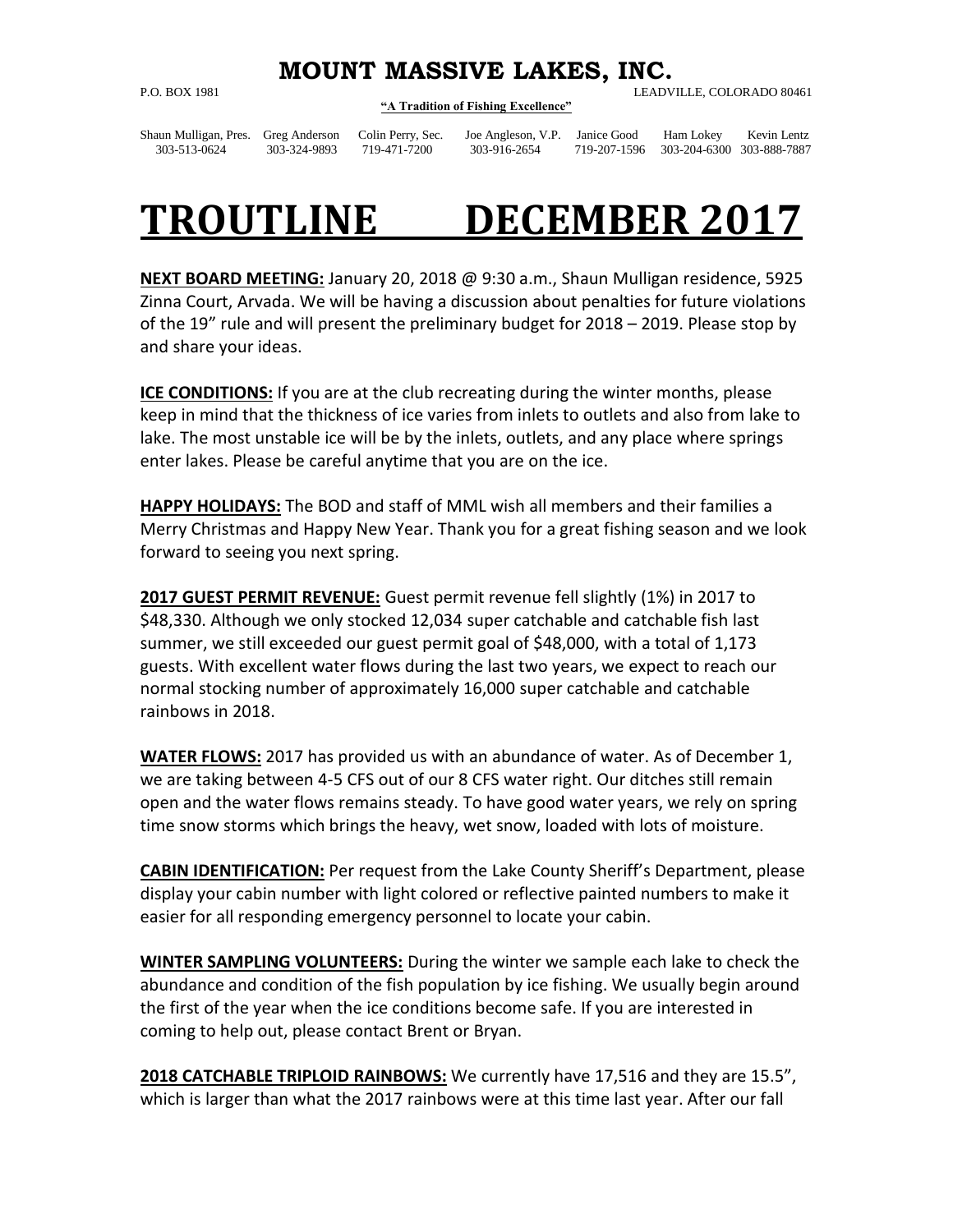# MOUNT MASSIVE LAKES, INC.

P.O. BOX 1981 LEADVILLE, COLORADO 80461

**"A Tradition of Fishing Excellence"**

| Shaun Mulligan, Pres. | Greg Anderson | Colin Perry, Sec. | Joe Angleson, V.P. | Janice Good | Ham Lokey | Kevin Lentz |
|---|---|---|---|---|---|---|
| 303-513-0624 | 303-324-9893 | 719-471-7200 | 303-916-2654 | 719-207-1596 | 303-204-6300 | 303-888-7887 |

# TROUTLINE DECEMBER 2017

**NEXT BOARD MEETING:** January 20, 2018 @ 9:30 a.m., Shaun Mulligan residence, 5925 Zinna Court, Arvada. We will be having a discussion about penalties for future violations of the 19" rule and will present the preliminary budget for 2018 – 2019. Please stop by and share your ideas.

**ICE CONDITIONS:** If you are at the club recreating during the winter months, please keep in mind that the thickness of ice varies from inlets to outlets and also from lake to lake. The most unstable ice will be by the inlets, outlets, and any place where springs enter lakes. Please be careful anytime that you are on the ice.

**HAPPY HOLIDAYS:** The BOD and staff of MML wish all members and their families a Merry Christmas and Happy New Year. Thank you for a great fishing season and we look forward to seeing you next spring.

**2017 GUEST PERMIT REVENUE:** Guest permit revenue fell slightly (1%) in 2017 to $48,330. Although we only stocked 12,034 super catchable and catchable fish last summer, we still exceeded our guest permit goal of $48,000, with a total of 1,173 guests. With excellent water flows during the last two years, we expect to reach our normal stocking number of approximately 16,000 super catchable and catchable rainbows in 2018.

**WATER FLOWS:** 2017 has provided us with an abundance of water. As of December 1, we are taking between 4-5 CFS out of our 8 CFS water right. Our ditches still remain open and the water flows remains steady. To have good water years, we rely on spring time snow storms which brings the heavy, wet snow, loaded with lots of moisture.

**CABIN IDENTIFICATION:** Per request from the Lake County Sheriff's Department, please display your cabin number with light colored or reflective painted numbers to make it easier for all responding emergency personnel to locate your cabin.

**WINTER SAMPLING VOLUNTEERS:** During the winter we sample each lake to check the abundance and condition of the fish population by ice fishing. We usually begin around the first of the year when the ice conditions become safe. If you are interested in coming to help out, please contact Brent or Bryan.

**2018 CATCHABLE TRIPLOID RAINBOWS:** We currently have 17,516 and they are 15.5", which is larger than what the 2017 rainbows were at this time last year. After our fall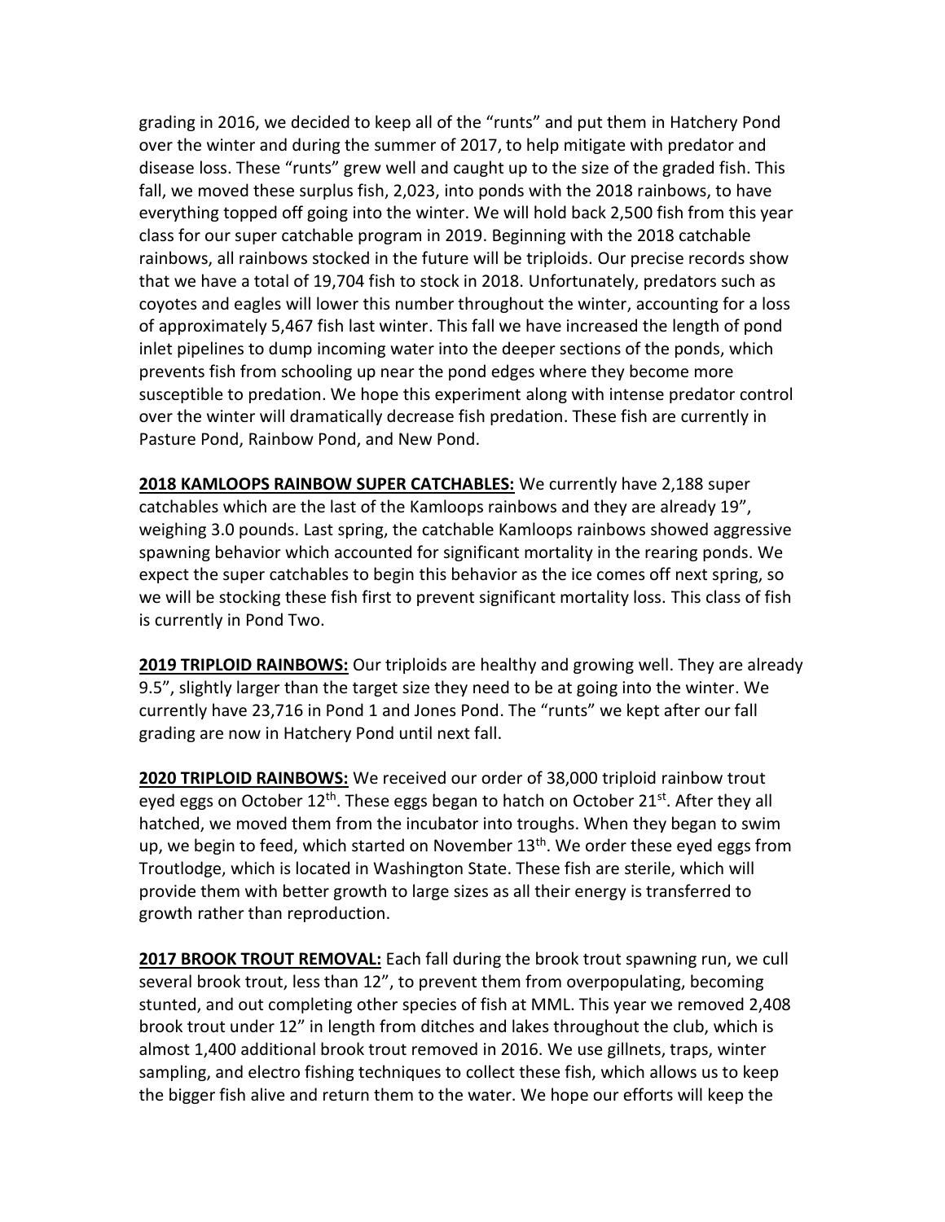grading in 2016, we decided to keep all of the "runts" and put them in Hatchery Pond over the winter and during the summer of 2017, to help mitigate with predator and disease loss. These "runts" grew well and caught up to the size of the graded fish. This fall, we moved these surplus fish, 2,023, into ponds with the 2018 rainbows, to have everything topped off going into the winter. We will hold back 2,500 fish from this year class for our super catchable program in 2019. Beginning with the 2018 catchable rainbows, all rainbows stocked in the future will be triploids. Our precise records show that we have a total of 19,704 fish to stock in 2018. Unfortunately, predators such as coyotes and eagles will lower this number throughout the winter, accounting for a loss of approximately 5,467 fish last winter. This fall we have increased the length of pond inlet pipelines to dump incoming water into the deeper sections of the ponds, which prevents fish from schooling up near the pond edges where they become more susceptible to predation. We hope this experiment along with intense predator control over the winter will dramatically decrease fish predation. These fish are currently in Pasture Pond, Rainbow Pond, and New Pond.

**2018 KAMLOOPS RAINBOW SUPER CATCHABLES:** We currently have 2,188 super catchables which are the last of the Kamloops rainbows and they are already 19", weighing 3.0 pounds. Last spring, the catchable Kamloops rainbows showed aggressive spawning behavior which accounted for significant mortality in the rearing ponds. We expect the super catchables to begin this behavior as the ice comes off next spring, so we will be stocking these fish first to prevent significant mortality loss. This class of fish is currently in Pond Two.

**2019 TRIPLOID RAINBOWS:** Our triploids are healthy and growing well. They are already 9.5", slightly larger than the target size they need to be at going into the winter. We currently have 23,716 in Pond 1 and Jones Pond. The "runts" we kept after our fall grading are now in Hatchery Pond until next fall.

**2020 TRIPLOID RAINBOWS:** We received our order of 38,000 triploid rainbow trout eyed eggs on October 12th. These eggs began to hatch on October 21st. After they all hatched, we moved them from the incubator into troughs. When they began to swim up, we begin to feed, which started on November 13th. We order these eyed eggs from Troutlodge, which is located in Washington State. These fish are sterile, which will provide them with better growth to large sizes as all their energy is transferred to growth rather than reproduction.

**2017 BROOK TROUT REMOVAL:** Each fall during the brook trout spawning run, we cull several brook trout, less than 12", to prevent them from overpopulating, becoming stunted, and out completing other species of fish at MML. This year we removed 2,408 brook trout under 12" in length from ditches and lakes throughout the club, which is almost 1,400 additional brook trout removed in 2016. We use gillnets, traps, winter sampling, and electro fishing techniques to collect these fish, which allows us to keep the bigger fish alive and return them to the water. We hope our efforts will keep the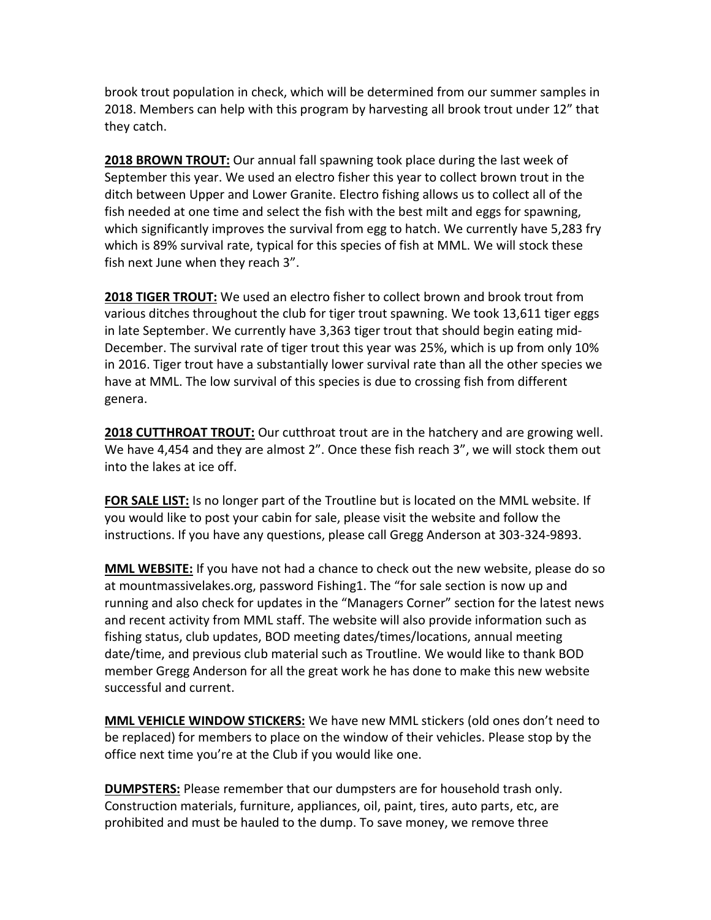brook trout population in check, which will be determined from our summer samples in 2018. Members can help with this program by harvesting all brook trout under 12" that they catch.

**2018 BROWN TROUT:** Our annual fall spawning took place during the last week of September this year. We used an electro fisher this year to collect brown trout in the ditch between Upper and Lower Granite. Electro fishing allows us to collect all of the fish needed at one time and select the fish with the best milt and eggs for spawning, which significantly improves the survival from egg to hatch. We currently have 5,283 fry which is 89% survival rate, typical for this species of fish at MML. We will stock these fish next June when they reach 3".

**2018 TIGER TROUT:** We used an electro fisher to collect brown and brook trout from various ditches throughout the club for tiger trout spawning. We took 13,611 tiger eggs in late September. We currently have 3,363 tiger trout that should begin eating mid-December. The survival rate of tiger trout this year was 25%, which is up from only 10% in 2016. Tiger trout have a substantially lower survival rate than all the other species we have at MML. The low survival of this species is due to crossing fish from different genera.

**2018 CUTTHROAT TROUT:** Our cutthroat trout are in the hatchery and are growing well. We have 4,454 and they are almost 2". Once these fish reach 3", we will stock them out into the lakes at ice off.

**FOR SALE LIST:** Is no longer part of the Troutline but is located on the MML website. If you would like to post your cabin for sale, please visit the website and follow the instructions. If you have any questions, please call Gregg Anderson at 303-324-9893.

**MML WEBSITE:** If you have not had a chance to check out the new website, please do so at mountmassivelakes.org, password Fishing1. The "for sale section is now up and running and also check for updates in the "Managers Corner" section for the latest news and recent activity from MML staff. The website will also provide information such as fishing status, club updates, BOD meeting dates/times/locations, annual meeting date/time, and previous club material such as Troutline. We would like to thank BOD member Gregg Anderson for all the great work he has done to make this new website successful and current.

**MML VEHICLE WINDOW STICKERS:** We have new MML stickers (old ones don't need to be replaced) for members to place on the window of their vehicles. Please stop by the office next time you're at the Club if you would like one.

**DUMPSTERS:** Please remember that our dumpsters are for household trash only. Construction materials, furniture, appliances, oil, paint, tires, auto parts, etc, are prohibited and must be hauled to the dump. To save money, we remove three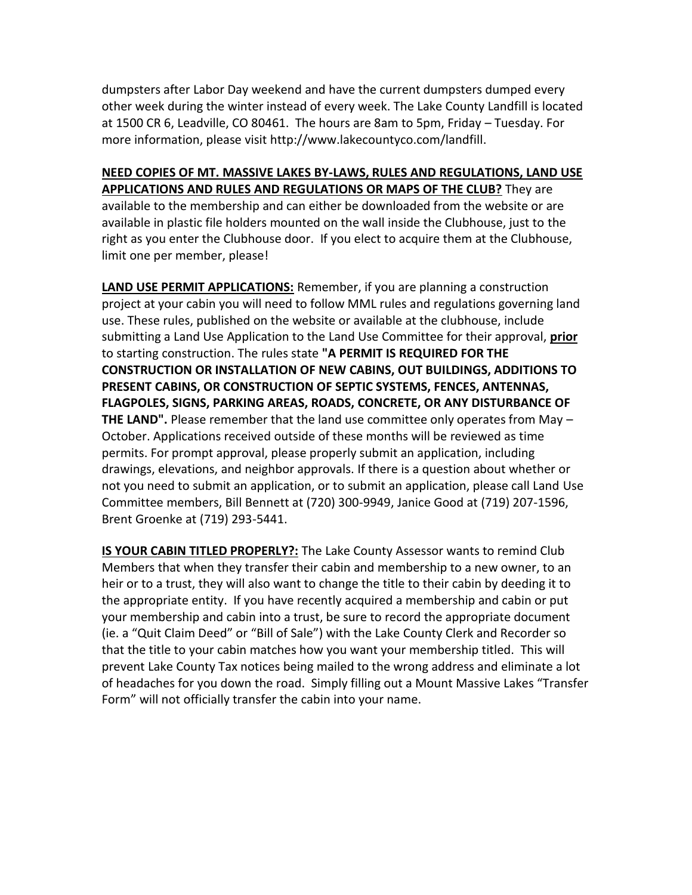dumpsters after Labor Day weekend and have the current dumpsters dumped every other week during the winter instead of every week. The Lake County Landfill is located at 1500 CR 6, Leadville, CO 80461. The hours are 8am to 5pm, Friday – Tuesday. For more information, please visit http://www.lakecountyco.com/landfill.

**NEED COPIES OF MT. MASSIVE LAKES BY-LAWS, RULES AND REGULATIONS, LAND USE APPLICATIONS AND RULES AND REGULATIONS OR MAPS OF THE CLUB?** They are available to the membership and can either be downloaded from the website or are available in plastic file holders mounted on the wall inside the Clubhouse, just to the right as you enter the Clubhouse door. If you elect to acquire them at the Clubhouse, limit one per member, please!

**LAND USE PERMIT APPLICATIONS:** Remember, if you are planning a construction project at your cabin you will need to follow MML rules and regulations governing land use. These rules, published on the website or available at the clubhouse, include submitting a Land Use Application to the Land Use Committee for their approval, **prior** to starting construction. The rules state **"A PERMIT IS REQUIRED FOR THE CONSTRUCTION OR INSTALLATION OF NEW CABINS, OUT BUILDINGS, ADDITIONS TO PRESENT CABINS, OR CONSTRUCTION OF SEPTIC SYSTEMS, FENCES, ANTENNAS, FLAGPOLES, SIGNS, PARKING AREAS, ROADS, CONCRETE, OR ANY DISTURBANCE OF THE LAND".** Please remember that the land use committee only operates from May – October. Applications received outside of these months will be reviewed as time permits. For prompt approval, please properly submit an application, including drawings, elevations, and neighbor approvals. If there is a question about whether or not you need to submit an application, or to submit an application, please call Land Use Committee members, Bill Bennett at (720) 300-9949, Janice Good at (719) 207-1596, Brent Groenke at (719) 293-5441.

**IS YOUR CABIN TITLED PROPERLY?:** The Lake County Assessor wants to remind Club Members that when they transfer their cabin and membership to a new owner, to an heir or to a trust, they will also want to change the title to their cabin by deeding it to the appropriate entity. If you have recently acquired a membership and cabin or put your membership and cabin into a trust, be sure to record the appropriate document (ie. a "Quit Claim Deed" or "Bill of Sale") with the Lake County Clerk and Recorder so that the title to your cabin matches how you want your membership titled. This will prevent Lake County Tax notices being mailed to the wrong address and eliminate a lot of headaches for you down the road. Simply filling out a Mount Massive Lakes "Transfer Form" will not officially transfer the cabin into your name.